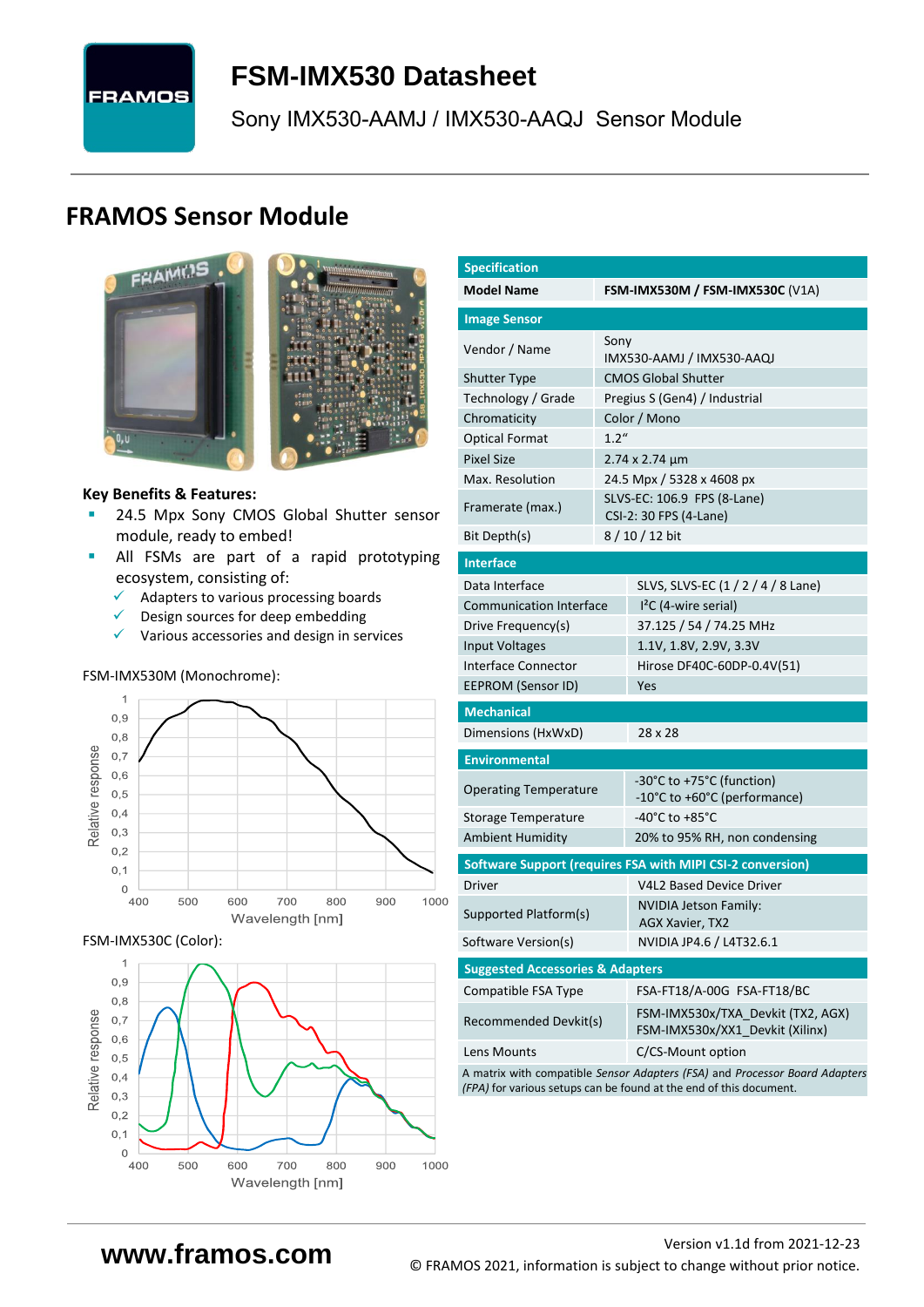# FSM-IMX530 Datasheet

Sony IMX530-AAMJ / IMX530-AAQJ Sensor Module

## FRAMOS Sensor Module

**Key Benefits & Features:**

- 24.5 Mpx Sony CMOS Global Shutter sensor module, ready to embed!
- All FSMs are part of a rapid prototyping ecosystem, consisting of:
  - ✓ Adapters to various processing boards
  - ✓ Design sources for deep embedding
  - ✓ Various accessories and design in services

FSM-IMX530M (Monochrome):

FSM-IMX530C (Color):

| Specification | |
|---|---|
| **Model Name** | **FSM-IMX530M / FSM-IMX530C** (V1A) |
| **Image Sensor** | |
| Vendor / Name | Sony<br>IMX530-AAMJ / IMX530-AAQJ |
| Shutter Type | CMOS Global Shutter |
| Technology / Grade | Pregius S (Gen4) / Industrial |
| Chromaticity | Color / Mono |
| Optical Format | 1.2“ |
| Pixel Size | 2.74 x 2.74 µm |
| Max. Resolution | 24.5 Mpx / 5328 x 4608 px |
| Framerate (max.) | SLVS-EC: 106.9 FPS (8-Lane)<br>CSI-2: 30 FPS (4-Lane) |
| Bit Depth(s) | 8 / 10 / 12 bit |
| **Interface** | |
| Data Interface | SLVS, SLVS-EC (1 / 2 / 4 / 8 Lane) |
| Communication Interface | I²C (4-wire serial) |
| Drive Frequency(s) | 37.125 / 54 / 74.25 MHz |
| Input Voltages | 1.1V, 1.8V, 2.9V, 3.3V |
| Interface Connector | Hirose DF40C-60DP-0.4V(51) |
| EEPROM (Sensor ID) | Yes |
| **Mechanical** | |
| Dimensions (HxWxD) | 28 x 28 |
| **Environmental** | |
| Operating Temperature | -30°C to +75°C (function)<br>-10°C to +60°C (performance) |
| Storage Temperature | -40°C to +85°C |
| Ambient Humidity | 20% to 95% RH, non condensing |
| **Software Support (requires FSA with MIPI CSI-2 conversion)** | |
| Driver | V4L2 Based Device Driver |
| Supported Platform(s) | NVIDIA Jetson Family:<br>AGX Xavier, TX2 |
| Software Version(s) | NVIDIA JP4.6 / L4T32.6.1 |
| **Suggested Accessories & Adapters** | |
| Compatible FSA Type | FSA-FT18/A-00G FSA-FT18/BC |
| Recommended Devkit(s) | FSM-IMX530x/TXA_Devkit (TX2, AGX)<br>FSM-IMX530x/XX1_Devkit (Xilinx) |
| Lens Mounts | C/CS-Mount option |

A matrix with compatible *Sensor Adapters (FSA)* and *Processor Board Adapters (FPA)* for various setups can be found at the end of this document.

www.framos.com

Version v1.1d from 2021-12-23

© FRAMOS 2021, information is subject to change without prior notice.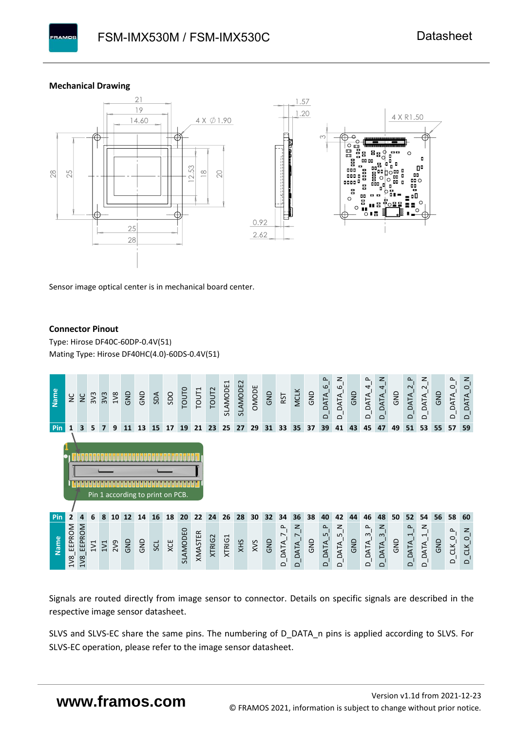## Mechanical Drawing

Sensor image optical center is in mechanical board center.

## Connector Pinout

Type: Hirose DF40C-60DP-0.4V(51)

Mating Type: Hirose DF40HC(4.0)-60DS-0.4V(51)

| Name | NC | NC | 3V3 | 3V3 | 1V8 | GND | GND | SDA | SDO | TOUT0 | TOUT1 | TOUT2 | SLAMODE1 | SLAMODE2 | OMODE | GND | RST | MCLK | GND | D_DATA_6_P | D_DATA_6_N | GND | D_DATA_4_P | D_DATA_4_N | GND | D_DATA_2_P | D_DATA_2_N | GND | D_DATA_0_P | D_DATA_0_N |
|---|---|---|---|---|---|---|---|---|---|---|---|---|---|---|---|---|---|---|---|---|---|---|---|---|---|---|---|---|---|---|
| Pin | 1 | 3 | 5 | 7 | 9 | 11 | 13 | 15 | 17 | 19 | 21 | 23 | 25 | 27 | 29 | 31 | 33 | 35 | 37 | 39 | 41 | 43 | 45 | 47 | 49 | 51 | 53 | 55 | 57 | 59 |

Pin 1 according to print on PCB.

| Pin | 2 | 4 | 6 | 8 | 10 | 12 | 14 | 16 | 18 | 20 | 22 | 24 | 26 | 28 | 30 | 32 | 34 | 36 | 38 | 40 | 42 | 44 | 46 | 48 | 50 | 52 | 54 | 56 | 58 | 60 |
|---|---|---|---|---|---|---|---|---|---|---|---|---|---|---|---|---|---|---|---|---|---|---|---|---|---|---|---|---|---|---|
| Name | 1V8_EEPROM | 1V8_EEPROM | 1V1 | 1V1 | 2V9 | GND | GND | SCL | XCE | SLAMODE0 | XMASTER | XTRIG2 | XTRIG1 | XHS | XVS | GND | D_DATA_7_P | D_DATA_7_N | GND | D_DATA_5_P | D_DATA_5_N | GND | D_DATA_3_P | D_DATA_3_N | GND | D_DATA_1_P | D_DATA_1_N | GND | D_CLK_0_P | D_CLK_0_N |

Signals are routed directly from image sensor to connector. Details on specific signals are described in the respective image sensor datasheet.

SLVS and SLVS-EC share the same pins. The numbering of D_DATA_n pins is applied according to SLVS. For SLVS-EC operation, please refer to the image sensor datasheet.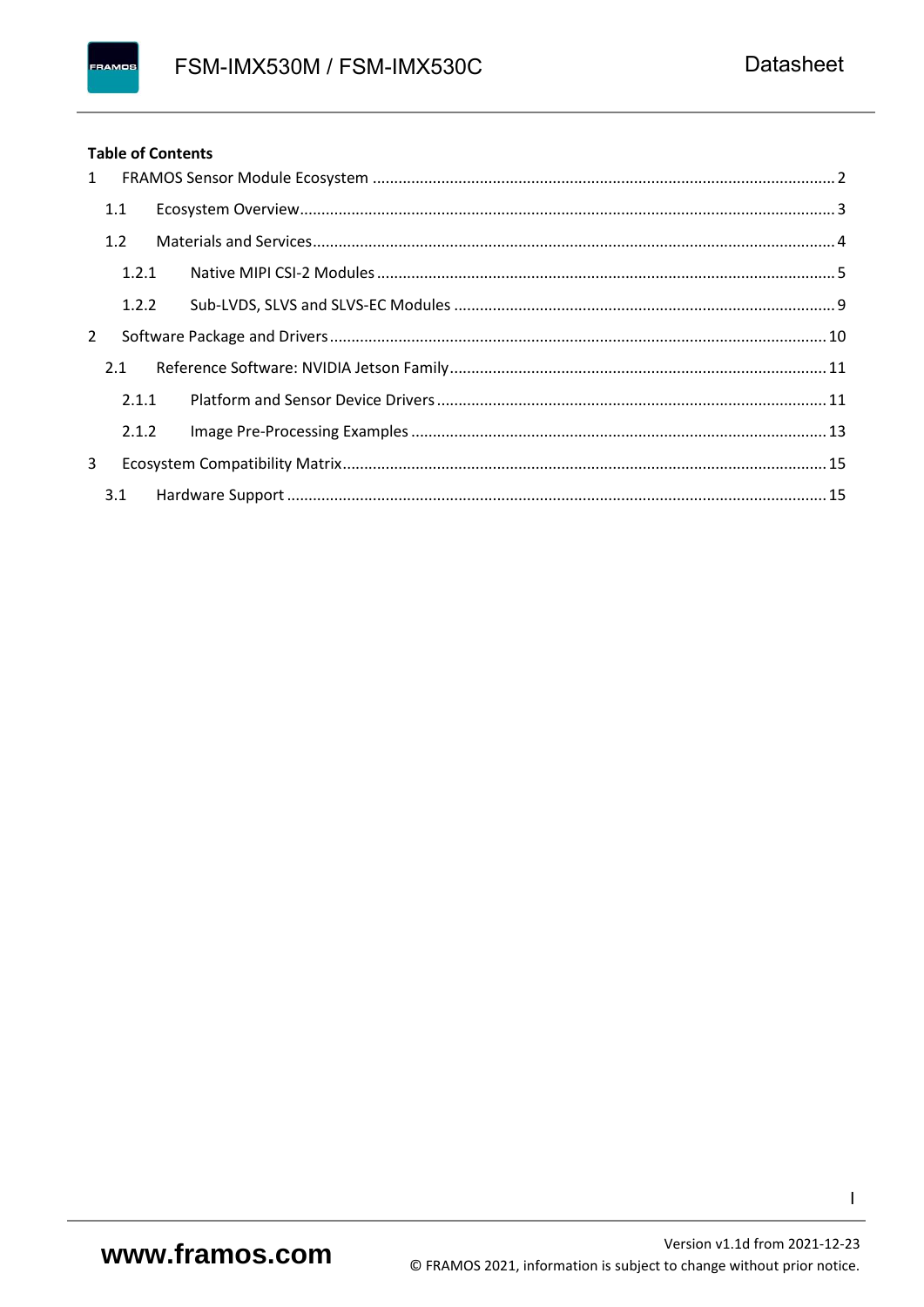**Table of Contents**

1 FRAMOS Sensor Module Ecosystem .......... 2

- 1.1 Ecosystem Overview .......... 3
- 1.2 Materials and Services .......... 4
  - 1.2.1 Native MIPI CSI-2 Modules .......... 5
  - 1.2.2 Sub-LVDS, SLVS and SLVS-EC Modules .......... 9

2 Software Package and Drivers .......... 10

- 2.1 Reference Software: NVIDIA Jetson Family .......... 11
  - 2.1.1 Platform and Sensor Device Drivers .......... 11
  - 2.1.2 Image Pre-Processing Examples .......... 13

3 Ecosystem Compatibility Matrix .......... 15

- 3.1 Hardware Support .......... 15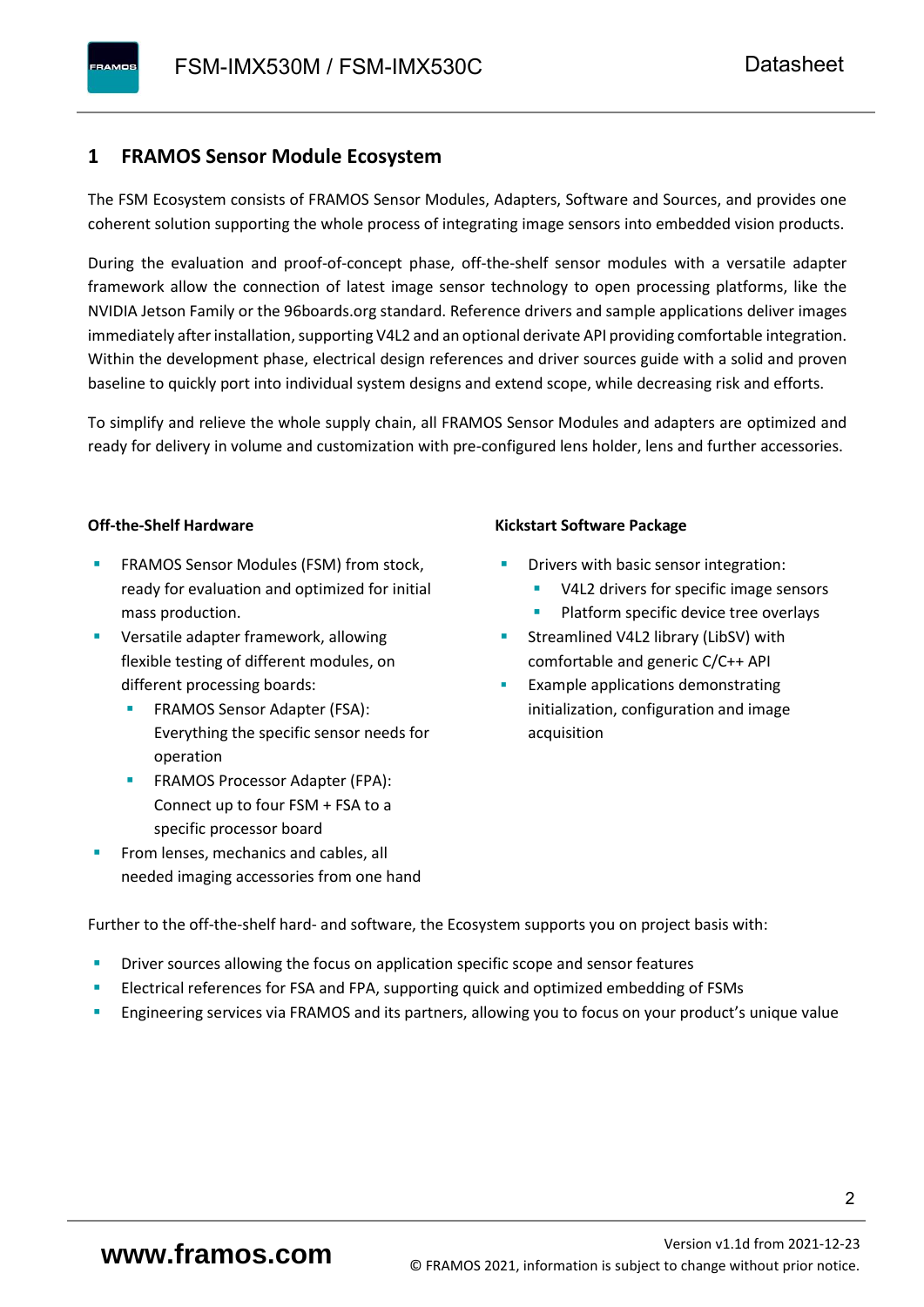# 1 FRAMOS Sensor Module Ecosystem

The FSM Ecosystem consists of FRAMOS Sensor Modules, Adapters, Software and Sources, and provides one coherent solution supporting the whole process of integrating image sensors into embedded vision products.

During the evaluation and proof-of-concept phase, off-the-shelf sensor modules with a versatile adapter framework allow the connection of latest image sensor technology to open processing platforms, like the NVIDIA Jetson Family or the 96boards.org standard. Reference drivers and sample applications deliver images immediately after installation, supporting V4L2 and an optional derivate API providing comfortable integration. Within the development phase, electrical design references and driver sources guide with a solid and proven baseline to quickly port into individual system designs and extend scope, while decreasing risk and efforts.

To simplify and relieve the whole supply chain, all FRAMOS Sensor Modules and adapters are optimized and ready for delivery in volume and customization with pre-configured lens holder, lens and further accessories.

**Off-the-Shelf Hardware**

- FRAMOS Sensor Modules (FSM) from stock, ready for evaluation and optimized for initial mass production.
- Versatile adapter framework, allowing flexible testing of different modules, on different processing boards:
  - FRAMOS Sensor Adapter (FSA): Everything the specific sensor needs for operation
  - FRAMOS Processor Adapter (FPA): Connect up to four FSM + FSA to a specific processor board
- From lenses, mechanics and cables, all needed imaging accessories from one hand

**Kickstart Software Package**

- Drivers with basic sensor integration:
  - V4L2 drivers for specific image sensors
  - Platform specific device tree overlays
- Streamlined V4L2 library (LibSV) with comfortable and generic C/C++ API
- Example applications demonstrating initialization, configuration and image acquisition

Further to the off-the-shelf hard- and software, the Ecosystem supports you on project basis with:

- Driver sources allowing the focus on application specific scope and sensor features
- Electrical references for FSA and FPA, supporting quick and optimized embedding of FSMs
- Engineering services via FRAMOS and its partners, allowing you to focus on your product's unique value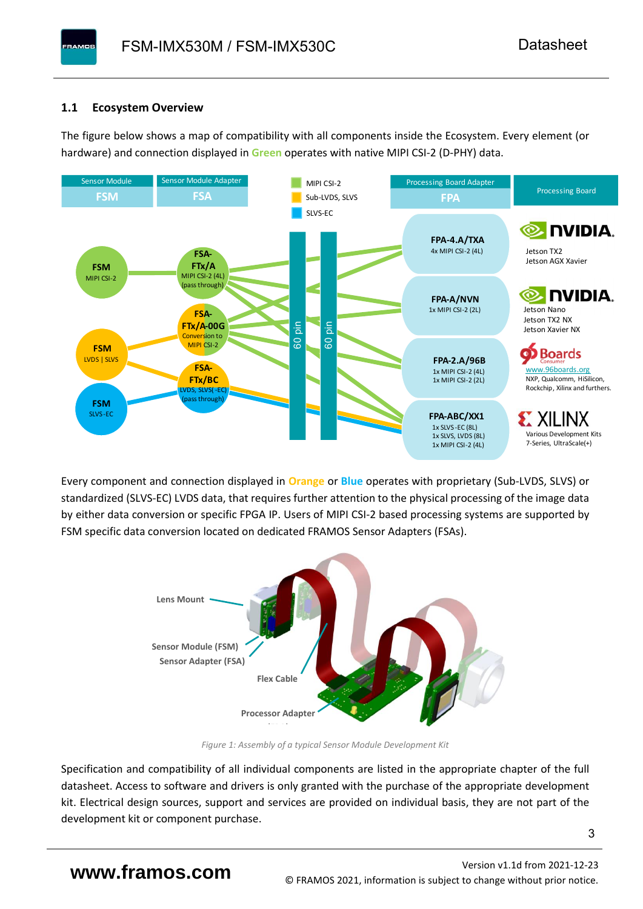### 1.1 Ecosystem Overview

The figure below shows a map of compatibility with all components inside the Ecosystem. Every element (or hardware) and connection displayed in **Green** operates with native MIPI CSI-2 (D-PHY) data.

Every component and connection displayed in **Orange** or **Blue** operates with proprietary (Sub-LVDS, SLVS) or standardized (SLVS-EC) LVDS data, that requires further attention to the physical processing of the image data by either data conversion or specific FPGA IP. Users of MIPI CSI-2 based processing systems are supported by FSM specific data conversion located on dedicated FRAMOS Sensor Adapters (FSAs).

*Figure 1: Assembly of a typical Sensor Module Development Kit*

Specification and compatibility of all individual components are listed in the appropriate chapter of the full datasheet. Access to software and drivers is only granted with the purchase of the appropriate development kit. Electrical design sources, support and services are provided on individual basis, they are not part of the development kit or component purchase.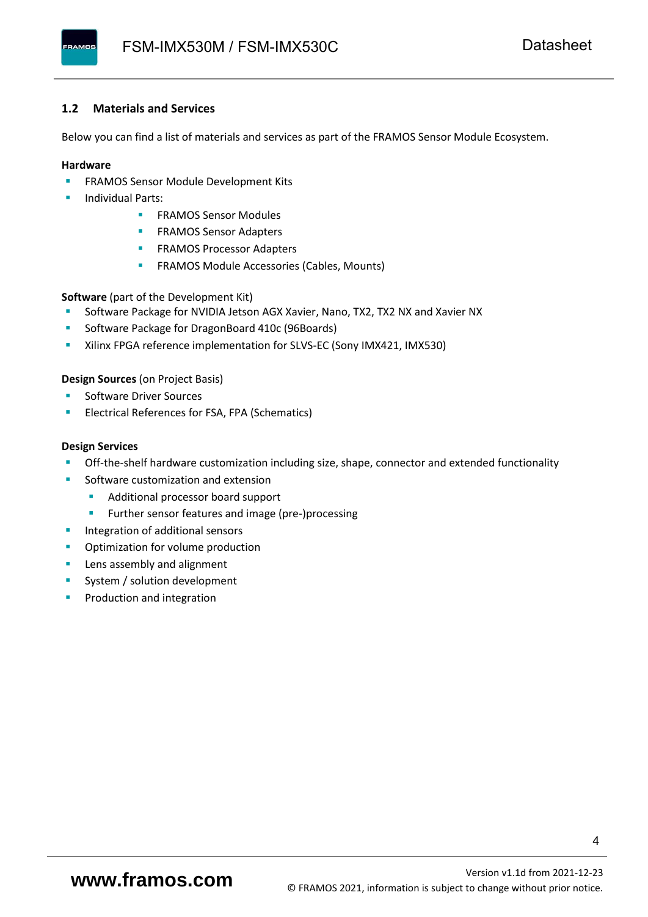## 1.2 Materials and Services

Below you can find a list of materials and services as part of the FRAMOS Sensor Module Ecosystem.

**Hardware**

- FRAMOS Sensor Module Development Kits
- Individual Parts:
  - FRAMOS Sensor Modules
  - FRAMOS Sensor Adapters
  - FRAMOS Processor Adapters
  - FRAMOS Module Accessories (Cables, Mounts)

**Software** (part of the Development Kit)

- Software Package for NVIDIA Jetson AGX Xavier, Nano, TX2, TX2 NX and Xavier NX
- Software Package for DragonBoard 410c (96Boards)
- Xilinx FPGA reference implementation for SLVS-EC (Sony IMX421, IMX530)

**Design Sources** (on Project Basis)

- Software Driver Sources
- Electrical References for FSA, FPA (Schematics)

**Design Services**

- Off-the-shelf hardware customization including size, shape, connector and extended functionality
- Software customization and extension
  - Additional processor board support
  - Further sensor features and image (pre-)processing
- Integration of additional sensors
- Optimization for volume production
- Lens assembly and alignment
- System / solution development
- Production and integration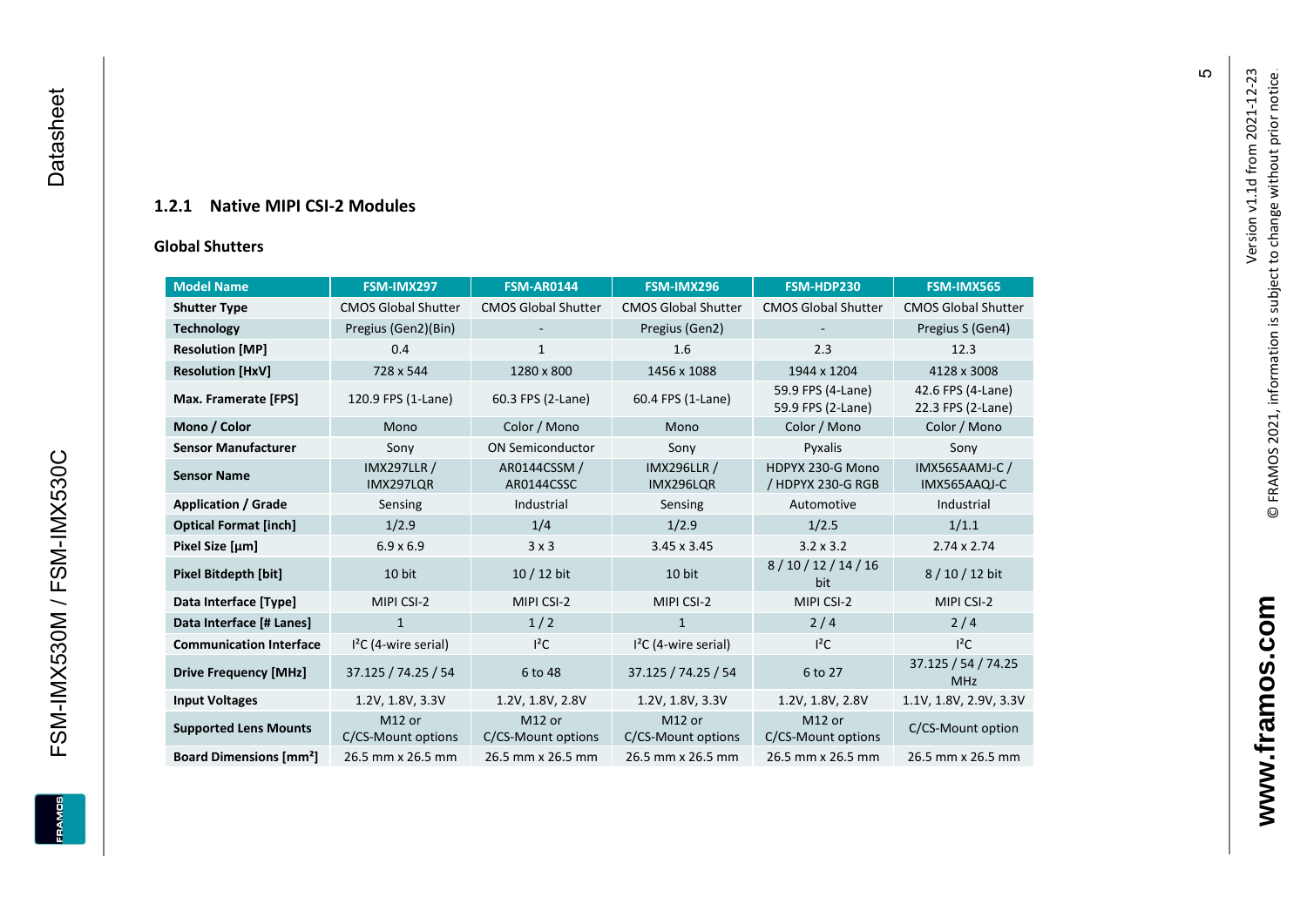### 1.2.1 Native MIPI CSI-2 Modules

**Global Shutters**

| Model Name | FSM-IMX297 | FSM-AR0144 | FSM-IMX296 | FSM-HDP230 | FSM-IMX565 |
|---|---|---|---|---|---|
| **Shutter Type** | CMOS Global Shutter | CMOS Global Shutter | CMOS Global Shutter | CMOS Global Shutter | CMOS Global Shutter |
| **Technology** | Pregius (Gen2)(Bin) | - | Pregius (Gen2) | - | Pregius S (Gen4) |
| **Resolution [MP]** | 0.4 | 1 | 1.6 | 2.3 | 12.3 |
| **Resolution [HxV]** | 728 x 544 | 1280 x 800 | 1456 x 1088 | 1944 x 1204 | 4128 x 3008 |
| **Max. Framerate [FPS]** | 120.9 FPS (1-Lane) | 60.3 FPS (2-Lane) | 60.4 FPS (1-Lane) | 59.9 FPS (4-Lane) 59.9 FPS (2-Lane) | 42.6 FPS (4-Lane) 22.3 FPS (2-Lane) |
| **Mono / Color** | Mono | Color / Mono | Mono | Color / Mono | Color / Mono |
| **Sensor Manufacturer** | Sony | ON Semiconductor | Sony | Pyxalis | Sony |
| **Sensor Name** | IMX297LLR / IMX297LQR | AR0144CSSM / AR0144CSSC | IMX296LLR / IMX296LQR | HDPYX 230-G Mono / HDPYX 230-G RGB | IMX565AAMJ-C / IMX565AAQJ-C |
| **Application / Grade** | Sensing | Industrial | Sensing | Automotive | Industrial |
| **Optical Format [inch]** | 1/2.9 | 1/4 | 1/2.9 | 1/2.5 | 1/1.1 |
| **Pixel Size [µm]** | 6.9 x 6.9 | 3 x 3 | 3.45 x 3.45 | 3.2 x 3.2 | 2.74 x 2.74 |
| **Pixel Bitdepth [bit]** | 10 bit | 10 / 12 bit | 10 bit | 8 / 10 / 12 / 14 / 16 bit | 8 / 10 / 12 bit |
| **Data Interface [Type]** | MIPI CSI-2 | MIPI CSI-2 | MIPI CSI-2 | MIPI CSI-2 | MIPI CSI-2 |
| **Data Interface [# Lanes]** | 1 | 1 / 2 | 1 | 2 / 4 | 2 / 4 |
| **Communication Interface** | I²C (4-wire serial) | I²C | I²C (4-wire serial) | I²C | I²C |
| **Drive Frequency [MHz]** | 37.125 / 74.25 / 54 | 6 to 48 | 37.125 / 74.25 / 54 | 6 to 27 | 37.125 / 54 / 74.25 MHz |
| **Input Voltages** | 1.2V, 1.8V, 3.3V | 1.2V, 1.8V, 2.8V | 1.2V, 1.8V, 3.3V | 1.2V, 1.8V, 2.8V | 1.1V, 1.8V, 2.9V, 3.3V |
| **Supported Lens Mounts** | M12 or C/CS-Mount options | M12 or C/CS-Mount options | M12 or C/CS-Mount options | M12 or C/CS-Mount options | C/CS-Mount option |
| **Board Dimensions [mm²]** | 26.5 mm x 26.5 mm | 26.5 mm x 26.5 mm | 26.5 mm x 26.5 mm | 26.5 mm x 26.5 mm | 26.5 mm x 26.5 mm |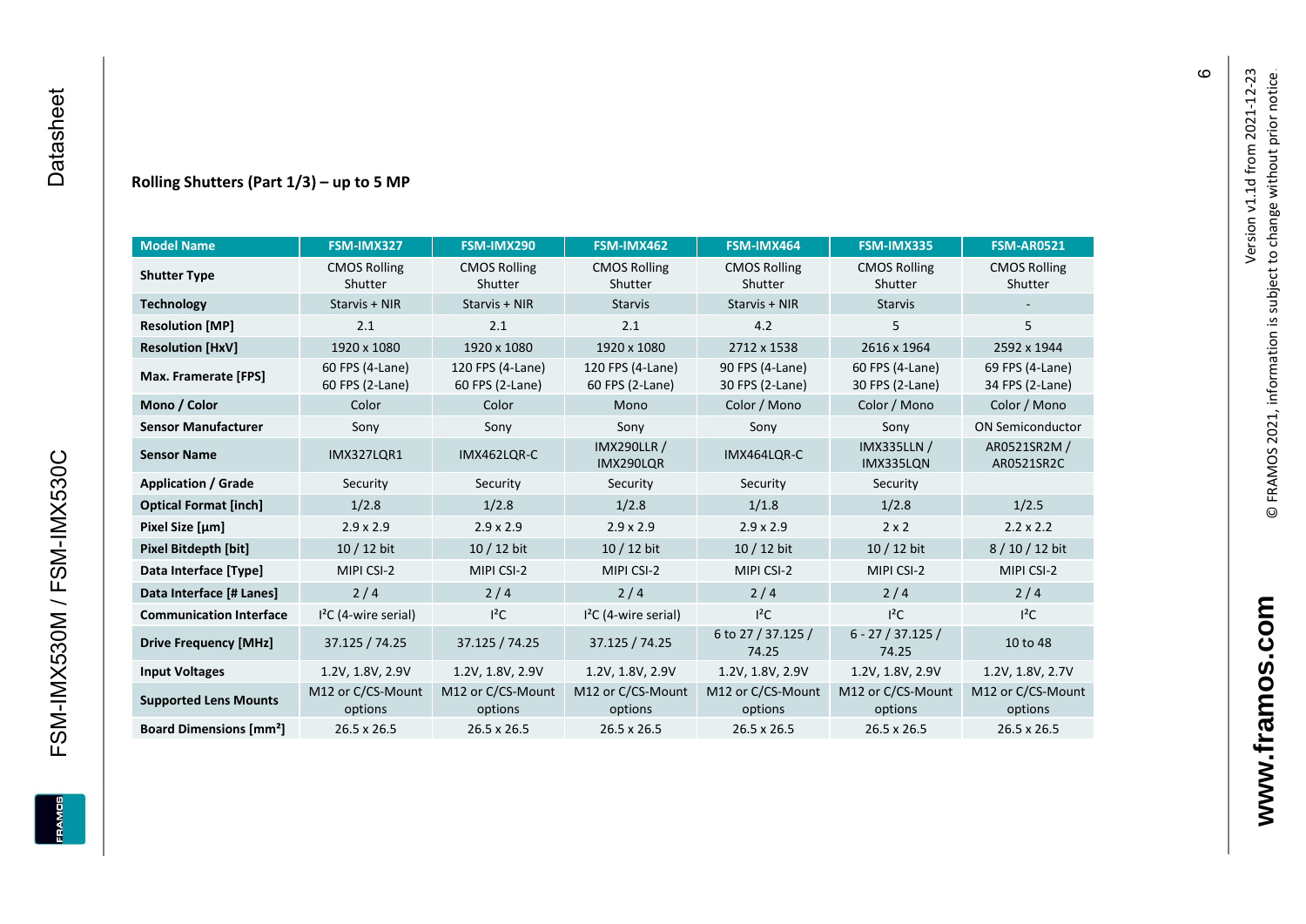**Rolling Shutters (Part 1/3) – up to 5 MP**

| Model Name | FSM-IMX327 | FSM-IMX290 | FSM-IMX462 | FSM-IMX464 | FSM-IMX335 | FSM-AR0521 |
|---|---|---|---|---|---|---|
| **Shutter Type** | CMOS Rolling Shutter | CMOS Rolling Shutter | CMOS Rolling Shutter | CMOS Rolling Shutter | CMOS Rolling Shutter | CMOS Rolling Shutter |
| **Technology** | Starvis + NIR | Starvis + NIR | Starvis | Starvis + NIR | Starvis | - |
| **Resolution [MP]** | 2.1 | 2.1 | 2.1 | 4.2 | 5 | 5 |
| **Resolution [HxV]** | 1920 x 1080 | 1920 x 1080 | 1920 x 1080 | 2712 x 1538 | 2616 x 1964 | 2592 x 1944 |
| **Max. Framerate [FPS]** | 60 FPS (4-Lane) 60 FPS (2-Lane) | 120 FPS (4-Lane) 60 FPS (2-Lane) | 120 FPS (4-Lane) 60 FPS (2-Lane) | 90 FPS (4-Lane) 30 FPS (2-Lane) | 60 FPS (4-Lane) 30 FPS (2-Lane) | 69 FPS (4-Lane) 34 FPS (2-Lane) |
| **Mono / Color** | Color | Color | Mono | Color / Mono | Color / Mono | Color / Mono |
| **Sensor Manufacturer** | Sony | Sony | Sony | Sony | Sony | ON Semiconductor |
| **Sensor Name** | IMX327LQR1 | IMX462LQR-C | IMX290LLR / IMX290LQR | IMX464LQR-C | IMX335LLN / IMX335LQN | AR0521SR2M / AR0521SR2C |
| **Application / Grade** | Security | Security | Security | Security | Security | |
| **Optical Format [inch]** | 1/2.8 | 1/2.8 | 1/2.8 | 1/1.8 | 1/2.8 | 1/2.5 |
| **Pixel Size [µm]** | 2.9 x 2.9 | 2.9 x 2.9 | 2.9 x 2.9 | 2.9 x 2.9 | 2 x 2 | 2.2 x 2.2 |
| **Pixel Bitdepth [bit]** | 10 / 12 bit | 10 / 12 bit | 10 / 12 bit | 10 / 12 bit | 10 / 12 bit | 8 / 10 / 12 bit |
| **Data Interface [Type]** | MIPI CSI-2 | MIPI CSI-2 | MIPI CSI-2 | MIPI CSI-2 | MIPI CSI-2 | MIPI CSI-2 |
| **Data Interface [# Lanes]** | 2 / 4 | 2 / 4 | 2 / 4 | 2 / 4 | 2 / 4 | 2 / 4 |
| **Communication Interface** | I²C (4-wire serial) | I²C | I²C (4-wire serial) | I²C | I²C | I²C |
| **Drive Frequency [MHz]** | 37.125 / 74.25 | 37.125 / 74.25 | 37.125 / 74.25 | 6 to 27 / 37.125 / 74.25 | 6 - 27 / 37.125 / 74.25 | 10 to 48 |
| **Input Voltages** | 1.2V, 1.8V, 2.9V | 1.2V, 1.8V, 2.9V | 1.2V, 1.8V, 2.9V | 1.2V, 1.8V, 2.9V | 1.2V, 1.8V, 2.9V | 1.2V, 1.8V, 2.7V |
| **Supported Lens Mounts** | M12 or C/CS-Mount options | M12 or C/CS-Mount options | M12 or C/CS-Mount options | M12 or C/CS-Mount options | M12 or C/CS-Mount options | M12 or C/CS-Mount options |
| **Board Dimensions [mm²]** | 26.5 x 26.5 | 26.5 x 26.5 | 26.5 x 26.5 | 26.5 x 26.5 | 26.5 x 26.5 | 26.5 x 26.5 |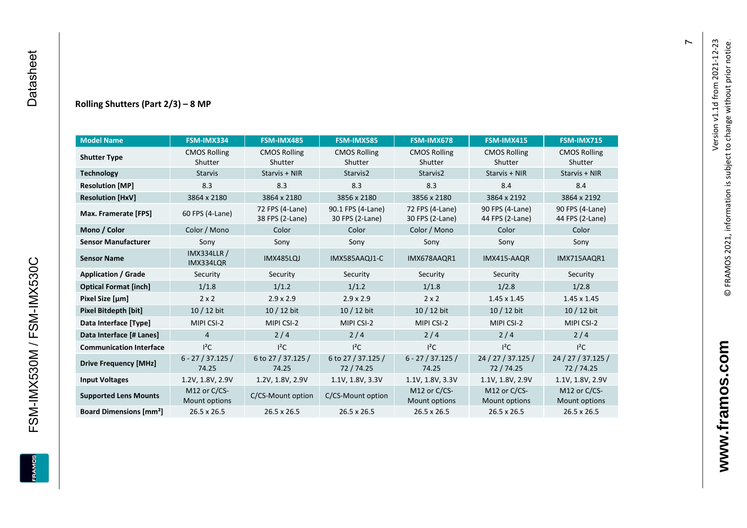### Rolling Shutters (Part 2/3) – 8 MP

| Model Name | FSM-IMX334 | FSM-IMX485 | FSM-IMX585 | FSM-IMX678 | FSM-IMX415 | FSM-IMX715 |
|---|---|---|---|---|---|---|
| **Shutter Type** | CMOS Rolling Shutter | CMOS Rolling Shutter | CMOS Rolling Shutter | CMOS Rolling Shutter | CMOS Rolling Shutter | CMOS Rolling Shutter |
| **Technology** | Starvis | Starvis + NIR | Starvis2 | Starvis2 | Starvis + NIR | Starvis + NIR |
| **Resolution [MP]** | 8.3 | 8.3 | 8.3 | 8.3 | 8.4 | 8.4 |
| **Resolution [HxV]** | 3864 x 2180 | 3864 x 2180 | 3856 x 2180 | 3856 x 2180 | 3864 x 2192 | 3864 x 2192 |
| **Max. Framerate [FPS]** | 60 FPS (4-Lane) | 72 FPS (4-Lane) 38 FPS (2-Lane) | 90.1 FPS (4-Lane) 30 FPS (2-Lane) | 72 FPS (4-Lane) 30 FPS (2-Lane) | 90 FPS (4-Lane) 44 FPS (2-Lane) | 90 FPS (4-Lane) 44 FPS (2-Lane) |
| **Mono / Color** | Color / Mono | Color | Color | Color / Mono | Color | Color |
| **Sensor Manufacturer** | Sony | Sony | Sony | Sony | Sony | Sony |
| **Sensor Name** | IMX334LLR / IMX334LQR | IMX485LQJ | IMX585AAQJ1-C | IMX678AAQR1 | IMX415-AAQR | IMX715AAQR1 |
| **Application / Grade** | Security | Security | Security | Security | Security | Security |
| **Optical Format [inch]** | 1/1.8 | 1/1.2 | 1/1.2 | 1/1.8 | 1/2.8 | 1/2.8 |
| **Pixel Size [µm]** | 2 x 2 | 2.9 x 2.9 | 2.9 x 2.9 | 2 x 2 | 1.45 x 1.45 | 1.45 x 1.45 |
| **Pixel Bitdepth [bit]** | 10 / 12 bit | 10 / 12 bit | 10 / 12 bit | 10 / 12 bit | 10 / 12 bit | 10 / 12 bit |
| **Data Interface [Type]** | MIPI CSI-2 | MIPI CSI-2 | MIPI CSI-2 | MIPI CSI-2 | MIPI CSI-2 | MIPI CSI-2 |
| **Data Interface [# Lanes]** | 4 | 2 / 4 | 2 / 4 | 2 / 4 | 2 / 4 | 2 / 4 |
| **Communication Interface** | I²C | I²C | I²C | I²C | I²C | I²C |
| **Drive Frequency [MHz]** | 6 - 27 / 37.125 / 74.25 | 6 to 27 / 37.125 / 74.25 | 6 to 27 / 37.125 / 72 / 74.25 | 6 - 27 / 37.125 / 74.25 | 24 / 27 / 37.125 / 72 / 74.25 | 24 / 27 / 37.125 / 72 / 74.25 |
| **Input Voltages** | 1.2V, 1.8V, 2.9V | 1.2V, 1.8V, 2.9V | 1.1V, 1.8V, 3.3V | 1.1V, 1.8V, 3.3V | 1.1V, 1.8V, 2.9V | 1.1V, 1.8V, 2.9V |
| **Supported Lens Mounts** | M12 or C/CS-Mount options | C/CS-Mount option | C/CS-Mount option | M12 or C/CS-Mount options | M12 or C/CS-Mount options | M12 or C/CS-Mount options |
| **Board Dimensions [mm²]** | 26.5 x 26.5 | 26.5 x 26.5 | 26.5 x 26.5 | 26.5 x 26.5 | 26.5 x 26.5 | 26.5 x 26.5 |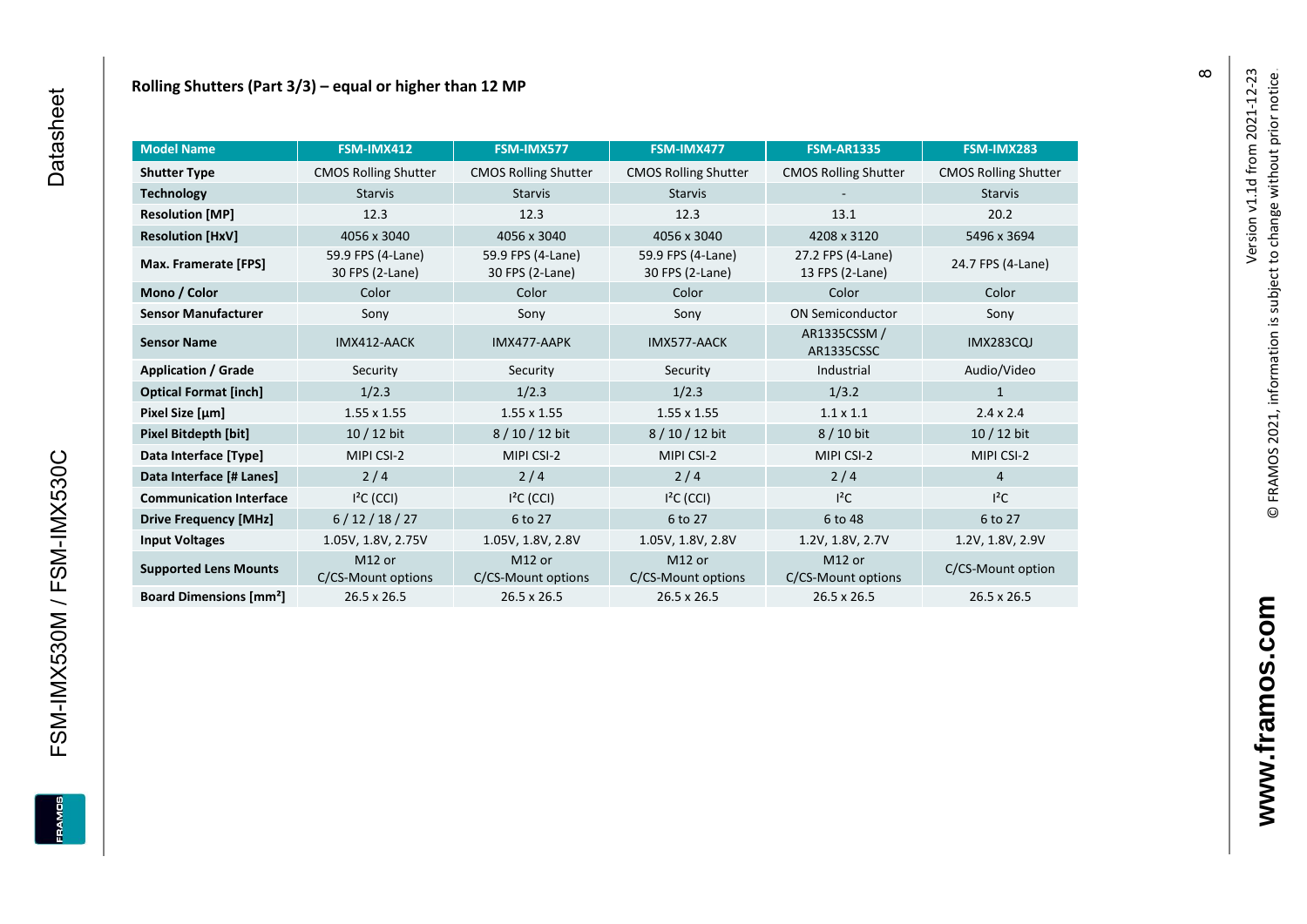## Rolling Shutters (Part 3/3) – equal or higher than 12 MP

| Model Name | FSM-IMX412 | FSM-IMX577 | FSM-IMX477 | FSM-AR1335 | FSM-IMX283 |
|---|---|---|---|---|---|
| **Shutter Type** | CMOS Rolling Shutter | CMOS Rolling Shutter | CMOS Rolling Shutter | CMOS Rolling Shutter | CMOS Rolling Shutter |
| **Technology** | Starvis | Starvis | Starvis | - | Starvis |
| **Resolution [MP]** | 12.3 | 12.3 | 12.3 | 13.1 | 20.2 |
| **Resolution [HxV]** | 4056 x 3040 | 4056 x 3040 | 4056 x 3040 | 4208 x 3120 | 5496 x 3694 |
| **Max. Framerate [FPS]** | 59.9 FPS (4-Lane) 30 FPS (2-Lane) | 59.9 FPS (4-Lane) 30 FPS (2-Lane) | 59.9 FPS (4-Lane) 30 FPS (2-Lane) | 27.2 FPS (4-Lane) 13 FPS (2-Lane) | 24.7 FPS (4-Lane) |
| **Mono / Color** | Color | Color | Color | Color | Color |
| **Sensor Manufacturer** | Sony | Sony | Sony | ON Semiconductor | Sony |
| **Sensor Name** | IMX412-AACK | IMX477-AAPK | IMX577-AACK | AR1335CSSM / AR1335CSSC | IMX283CQJ |
| **Application / Grade** | Security | Security | Security | Industrial | Audio/Video |
| **Optical Format [inch]** | 1/2.3 | 1/2.3 | 1/2.3 | 1/3.2 | 1 |
| **Pixel Size [µm]** | 1.55 x 1.55 | 1.55 x 1.55 | 1.55 x 1.55 | 1.1 x 1.1 | 2.4 x 2.4 |
| **Pixel Bitdepth [bit]** | 10 / 12 bit | 8 / 10 / 12 bit | 8 / 10 / 12 bit | 8 / 10 bit | 10 / 12 bit |
| **Data Interface [Type]** | MIPI CSI-2 | MIPI CSI-2 | MIPI CSI-2 | MIPI CSI-2 | MIPI CSI-2 |
| **Data Interface [# Lanes]** | 2 / 4 | 2 / 4 | 2 / 4 | 2 / 4 | 4 |
| **Communication Interface** | I²C (CCI) | I²C (CCI) | I²C (CCI) | I²C | I²C |
| **Drive Frequency [MHz]** | 6 / 12 / 18 / 27 | 6 to 27 | 6 to 27 | 6 to 48 | 6 to 27 |
| **Input Voltages** | 1.05V, 1.8V, 2.75V | 1.05V, 1.8V, 2.8V | 1.05V, 1.8V, 2.8V | 1.2V, 1.8V, 2.7V | 1.2V, 1.8V, 2.9V |
| **Supported Lens Mounts** | M12 or C/CS-Mount options | M12 or C/CS-Mount options | M12 or C/CS-Mount options | M12 or C/CS-Mount options | C/CS-Mount option |
| **Board Dimensions [mm²]** | 26.5 x 26.5 | 26.5 x 26.5 | 26.5 x 26.5 | 26.5 x 26.5 | 26.5 x 26.5 |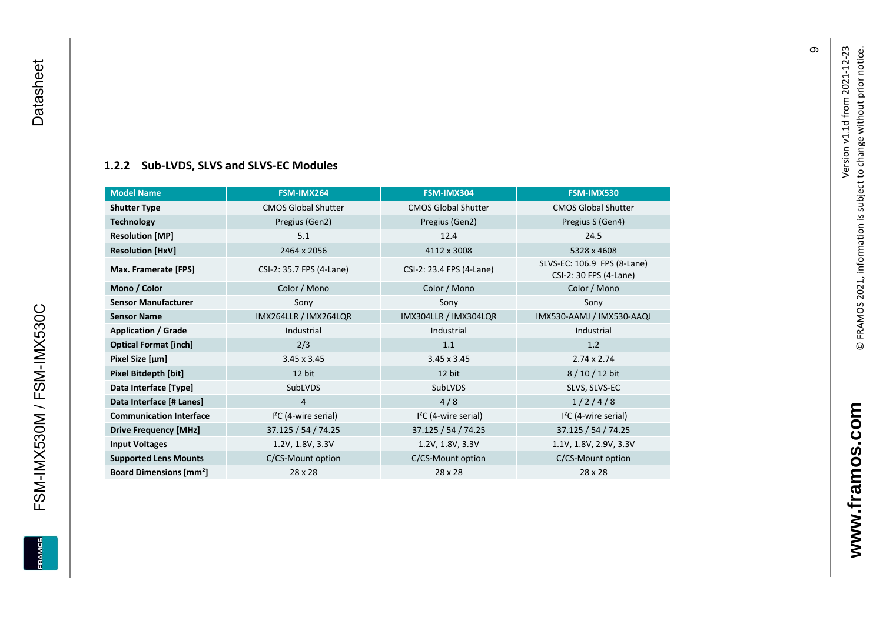### 1.2.2 Sub-LVDS, SLVS and SLVS-EC Modules

| Model Name | FSM-IMX264 | FSM-IMX304 | FSM-IMX530 |
|---|---|---|---|
| **Shutter Type** | CMOS Global Shutter | CMOS Global Shutter | CMOS Global Shutter |
| **Technology** | Pregius (Gen2) | Pregius (Gen2) | Pregius S (Gen4) |
| **Resolution [MP]** | 5.1 | 12.4 | 24.5 |
| **Resolution [HxV]** | 2464 x 2056 | 4112 x 3008 | 5328 x 4608 |
| **Max. Framerate [FPS]** | CSI-2: 35.7 FPS (4-Lane) | CSI-2: 23.4 FPS (4-Lane) | SLVS-EC: 106.9 FPS (8-Lane) CSI-2: 30 FPS (4-Lane) |
| **Mono / Color** | Color / Mono | Color / Mono | Color / Mono |
| **Sensor Manufacturer** | Sony | Sony | Sony |
| **Sensor Name** | IMX264LLR / IMX264LQR | IMX304LLR / IMX304LQR | IMX530-AAMJ / IMX530-AAQJ |
| **Application / Grade** | Industrial | Industrial | Industrial |
| **Optical Format [inch]** | 2/3 | 1.1 | 1.2 |
| **Pixel Size [µm]** | 3.45 x 3.45 | 3.45 x 3.45 | 2.74 x 2.74 |
| **Pixel Bitdepth [bit]** | 12 bit | 12 bit | 8 / 10 / 12 bit |
| **Data Interface [Type]** | SubLVDS | SubLVDS | SLVS, SLVS-EC |
| **Data Interface [# Lanes]** | 4 | 4 / 8 | 1 / 2 / 4 / 8 |
| **Communication Interface** | I²C (4-wire serial) | I²C (4-wire serial) | I²C (4-wire serial) |
| **Drive Frequency [MHz]** | 37.125 / 54 / 74.25 | 37.125 / 54 / 74.25 | 37.125 / 54 / 74.25 |
| **Input Voltages** | 1.2V, 1.8V, 3.3V | 1.2V, 1.8V, 3.3V | 1.1V, 1.8V, 2.9V, 3.3V |
| **Supported Lens Mounts** | C/CS-Mount option | C/CS-Mount option | C/CS-Mount option |
| **Board Dimensions [mm²]** | 28 x 28 | 28 x 28 | 28 x 28 |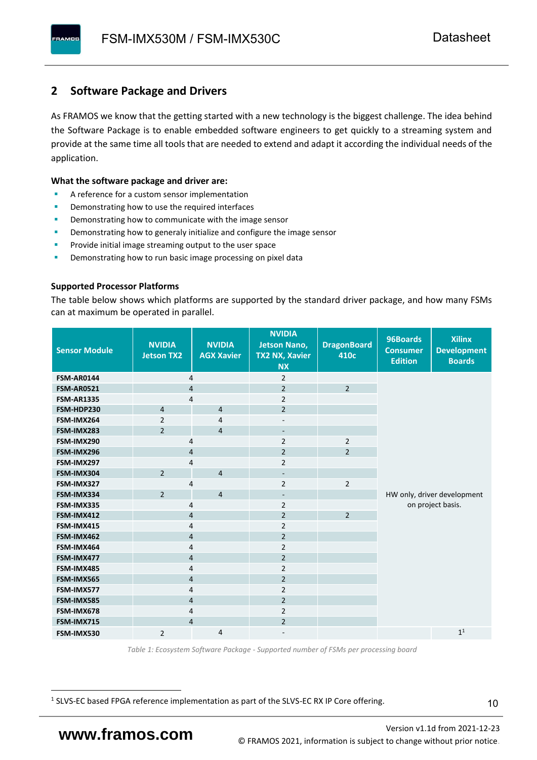## 2 Software Package and Drivers

As FRAMOS we know that the getting started with a new technology is the biggest challenge. The idea behind the Software Package is to enable embedded software engineers to get quickly to a streaming system and provide at the same time all tools that are needed to extend and adapt it according the individual needs of the application.

**What the software package and driver are:**

- A reference for a custom sensor implementation
- Demonstrating how to use the required interfaces
- Demonstrating how to communicate with the image sensor
- Demonstrating how to generaly initialize and configure the image sensor
- Provide initial image streaming output to the user space
- Demonstrating how to run basic image processing on pixel data

**Supported Processor Platforms**

The table below shows which platforms are supported by the standard driver package, and how many FSMs can at maximum be operated in parallel.

| Sensor Module | NVIDIA Jetson TX2 | NVIDIA AGX Xavier | NVIDIA Jetson Nano, TX2 NX, Xavier NX | DragonBoard 410c | 96Boards Consumer Edition | Xilinx Development Boards |
|---|---|---|---|---|---|---|
| FSM-AR0144 | 4 | | 2 | | HW only, driver development on project basis. | |
| FSM-AR0521 | 4 | | 2 | 2 | | |
| FSM-AR1335 | 4 | | 2 | | | |
| FSM-HDP230 | 4 | 4 | 2 | | | |
| FSM-IMX264 | 2 | 4 | - | | | |
| FSM-IMX283 | 2 | 4 | - | | | |
| FSM-IMX290 | 4 | | 2 | 2 | | |
| FSM-IMX296 | 4 | | 2 | 2 | | |
| FSM-IMX297 | 4 | | 2 | | | |
| FSM-IMX304 | 2 | 4 | - | | | |
| FSM-IMX327 | 4 | | 2 | 2 | | |
| FSM-IMX334 | 2 | 4 | - | | | |
| FSM-IMX335 | 4 | | 2 | | | |
| FSM-IMX412 | 4 | | 2 | 2 | | |
| FSM-IMX415 | 4 | | 2 | | | |
| FSM-IMX462 | 4 | | 2 | | | |
| FSM-IMX464 | 4 | | 2 | | | |
| FSM-IMX477 | 4 | | 2 | | | |
| FSM-IMX485 | 4 | | 2 | | | |
| FSM-IMX565 | 4 | | 2 | | | |
| FSM-IMX577 | 4 | | 2 | | | |
| FSM-IMX585 | 4 | | 2 | | | |
| FSM-IMX678 | 4 | | 2 | | | |
| FSM-IMX715 | 4 | | 2 | | | |
| FSM-IMX530 | 2 | 4 | - | | | 1[1] |

*Table 1: Ecosystem Software Package - Supported number of FSMs per processing board*

[1] SLVS-EC based FPGA reference implementation as part of the SLVS-EC RX IP Core offering.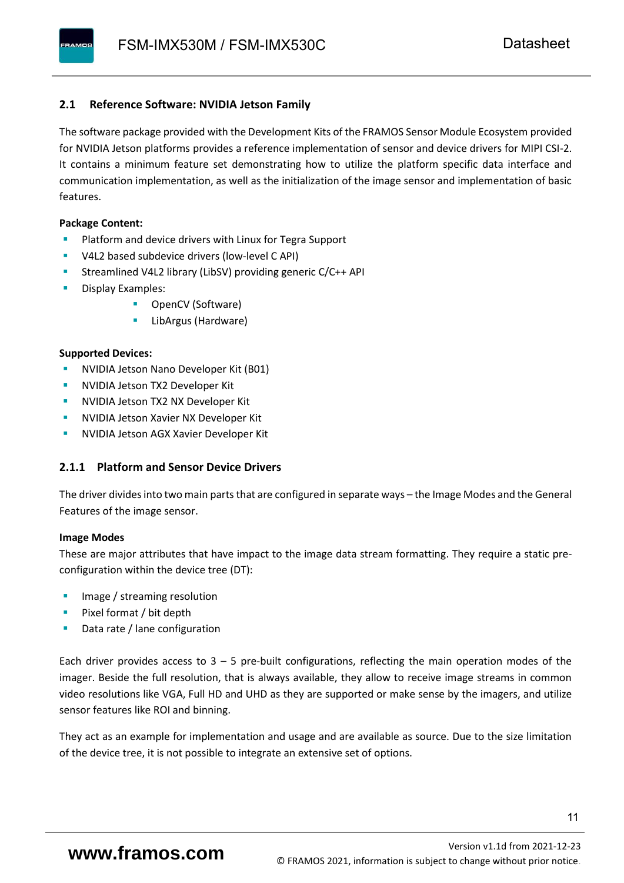## 2.1 Reference Software: NVIDIA Jetson Family

The software package provided with the Development Kits of the FRAMOS Sensor Module Ecosystem provided for NVIDIA Jetson platforms provides a reference implementation of sensor and device drivers for MIPI CSI-2. It contains a minimum feature set demonstrating how to utilize the platform specific data interface and communication implementation, as well as the initialization of the image sensor and implementation of basic features.

**Package Content:**

- Platform and device drivers with Linux for Tegra Support
- V4L2 based subdevice drivers (low-level C API)
- Streamlined V4L2 library (LibSV) providing generic C/C++ API
- Display Examples:
  - OpenCV (Software)
  - LibArgus (Hardware)

**Supported Devices:**

- NVIDIA Jetson Nano Developer Kit (B01)
- NVIDIA Jetson TX2 Developer Kit
- NVIDIA Jetson TX2 NX Developer Kit
- NVIDIA Jetson Xavier NX Developer Kit
- NVIDIA Jetson AGX Xavier Developer Kit

### 2.1.1 Platform and Sensor Device Drivers

The driver divides into two main parts that are configured in separate ways – the Image Modes and the General Features of the image sensor.

**Image Modes**

These are major attributes that have impact to the image data stream formatting. They require a static pre-configuration within the device tree (DT):

- Image / streaming resolution
- Pixel format / bit depth
- Data rate / lane configuration

Each driver provides access to 3 – 5 pre-built configurations, reflecting the main operation modes of the imager. Beside the full resolution, that is always available, they allow to receive image streams in common video resolutions like VGA, Full HD and UHD as they are supported or make sense by the imagers, and utilize sensor features like ROI and binning.

They act as an example for implementation and usage and are available as source. Due to the size limitation of the device tree, it is not possible to integrate an extensive set of options.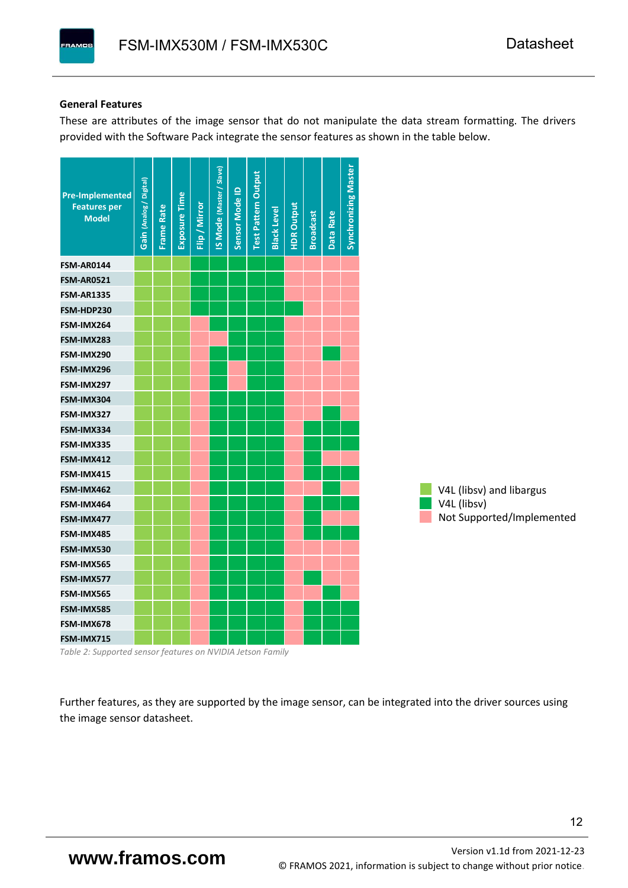**General Features**

These are attributes of the image sensor that do not manipulate the data stream formatting. The drivers provided with the Software Pack integrate the sensor features as shown in the table below.

| Pre-Implemented Features per Model | Gain (Analog / Digital) | Frame Rate | Exposure Time | Flip / Mirror | IS Mode (Master / Slave) | Sensor Mode ID | Test Pattern Output | Black Level | HDR Output | Broadcast | Data Rate | Synchronizing Master |
|---|---|---|---|---|---|---|---|---|---|---|---|---|
| FSM-AR0144 | V4L (libsv) and libargus | V4L (libsv) and libargus | V4L (libsv) and libargus | V4L (libsv) | V4L (libsv) | V4L (libsv) | V4L (libsv) | V4L (libsv) | Not Supported/Implemented | Not Supported/Implemented | Not Supported/Implemented | Not Supported/Implemented |
| FSM-AR0521 | V4L (libsv) and libargus | V4L (libsv) and libargus | V4L (libsv) and libargus | V4L (libsv) | V4L (libsv) | V4L (libsv) | V4L (libsv) | V4L (libsv) | Not Supported/Implemented | Not Supported/Implemented | Not Supported/Implemented | Not Supported/Implemented |
| FSM-AR1335 | V4L (libsv) and libargus | V4L (libsv) and libargus | V4L (libsv) and libargus | V4L (libsv) | V4L (libsv) | V4L (libsv) | V4L (libsv) | V4L (libsv) | Not Supported/Implemented | Not Supported/Implemented | Not Supported/Implemented | Not Supported/Implemented |
| FSM-HDP230 | V4L (libsv) and libargus | V4L (libsv) and libargus | V4L (libsv) and libargus | V4L (libsv) | V4L (libsv) | V4L (libsv) | V4L (libsv) | V4L (libsv) | V4L (libsv) | Not Supported/Implemented | Not Supported/Implemented | Not Supported/Implemented |
| FSM-IMX264 | V4L (libsv) and libargus | V4L (libsv) and libargus | V4L (libsv) and libargus | Not Supported/Implemented | V4L (libsv) | V4L (libsv) | V4L (libsv) | V4L (libsv) | Not Supported/Implemented | Not Supported/Implemented | Not Supported/Implemented | Not Supported/Implemented |
| FSM-IMX283 | V4L (libsv) and libargus | V4L (libsv) and libargus | V4L (libsv) and libargus | Not Supported/Implemented | Not Supported/Implemented | V4L (libsv) | V4L (libsv) | V4L (libsv) | Not Supported/Implemented | Not Supported/Implemented | Not Supported/Implemented | Not Supported/Implemented |
| FSM-IMX290 | V4L (libsv) and libargus | V4L (libsv) and libargus | V4L (libsv) and libargus | Not Supported/Implemented | V4L (libsv) | V4L (libsv) | V4L (libsv) | V4L (libsv) | Not Supported/Implemented | Not Supported/Implemented | V4L (libsv) | Not Supported/Implemented |
| FSM-IMX296 | V4L (libsv) and libargus | V4L (libsv) and libargus | V4L (libsv) and libargus | Not Supported/Implemented | V4L (libsv) | Not Supported/Implemented | V4L (libsv) | V4L (libsv) | Not Supported/Implemented | Not Supported/Implemented | Not Supported/Implemented | Not Supported/Implemented |
| FSM-IMX297 | V4L (libsv) and libargus | V4L (libsv) and libargus | V4L (libsv) and libargus | Not Supported/Implemented | V4L (libsv) | Not Supported/Implemented | V4L (libsv) | V4L (libsv) | Not Supported/Implemented | Not Supported/Implemented | Not Supported/Implemented | Not Supported/Implemented |
| FSM-IMX304 | V4L (libsv) and libargus | V4L (libsv) and libargus | V4L (libsv) and libargus | Not Supported/Implemented | V4L (libsv) | V4L (libsv) | V4L (libsv) | V4L (libsv) | Not Supported/Implemented | Not Supported/Implemented | Not Supported/Implemented | Not Supported/Implemented |
| FSM-IMX327 | V4L (libsv) and libargus | V4L (libsv) and libargus | V4L (libsv) and libargus | Not Supported/Implemented | V4L (libsv) | V4L (libsv) | V4L (libsv) | V4L (libsv) | Not Supported/Implemented | Not Supported/Implemented | V4L (libsv) | Not Supported/Implemented |
| FSM-IMX334 | V4L (libsv) and libargus | V4L (libsv) and libargus | V4L (libsv) and libargus | Not Supported/Implemented | V4L (libsv) | V4L (libsv) | V4L (libsv) | V4L (libsv) | Not Supported/Implemented | V4L (libsv) | V4L (libsv) | V4L (libsv) |
| FSM-IMX335 | V4L (libsv) and libargus | V4L (libsv) and libargus | V4L (libsv) and libargus | Not Supported/Implemented | V4L (libsv) | V4L (libsv) | V4L (libsv) | V4L (libsv) | Not Supported/Implemented | V4L (libsv) | V4L (libsv) | V4L (libsv) |
| FSM-IMX412 | V4L (libsv) and libargus | V4L (libsv) and libargus | V4L (libsv) and libargus | Not Supported/Implemented | V4L (libsv) | V4L (libsv) | V4L (libsv) | V4L (libsv) | Not Supported/Implemented | V4L (libsv) | Not Supported/Implemented | Not Supported/Implemented |
| FSM-IMX415 | V4L (libsv) and libargus | V4L (libsv) and libargus | V4L (libsv) and libargus | Not Supported/Implemented | V4L (libsv) | V4L (libsv) | V4L (libsv) | V4L (libsv) | Not Supported/Implemented | V4L (libsv) | V4L (libsv) | V4L (libsv) |
| FSM-IMX462 | V4L (libsv) and libargus | V4L (libsv) and libargus | V4L (libsv) and libargus | Not Supported/Implemented | V4L (libsv) | V4L (libsv) | V4L (libsv) | V4L (libsv) | Not Supported/Implemented | Not Supported/Implemented | V4L (libsv) | Not Supported/Implemented |
| FSM-IMX464 | V4L (libsv) and libargus | V4L (libsv) and libargus | V4L (libsv) and libargus | Not Supported/Implemented | V4L (libsv) | V4L (libsv) | V4L (libsv) | V4L (libsv) | Not Supported/Implemented | V4L (libsv) | V4L (libsv) | V4L (libsv) |
| FSM-IMX477 | V4L (libsv) and libargus | V4L (libsv) and libargus | V4L (libsv) and libargus | Not Supported/Implemented | V4L (libsv) | V4L (libsv) | V4L (libsv) | V4L (libsv) | Not Supported/Implemented | V4L (libsv) | Not Supported/Implemented | Not Supported/Implemented |
| FSM-IMX485 | V4L (libsv) and libargus | V4L (libsv) and libargus | V4L (libsv) and libargus | Not Supported/Implemented | V4L (libsv) | V4L (libsv) | V4L (libsv) | V4L (libsv) | Not Supported/Implemented | V4L (libsv) | V4L (libsv) | V4L (libsv) |
| FSM-IMX530 | V4L (libsv) and libargus | V4L (libsv) and libargus | V4L (libsv) and libargus | Not Supported/Implemented | V4L (libsv) | V4L (libsv) | V4L (libsv) | V4L (libsv) | Not Supported/Implemented | Not Supported/Implemented | Not Supported/Implemented | Not Supported/Implemented |
| FSM-IMX565 | V4L (libsv) and libargus | V4L (libsv) and libargus | V4L (libsv) and libargus | Not Supported/Implemented | V4L (libsv) | V4L (libsv) | V4L (libsv) | V4L (libsv) | Not Supported/Implemented | Not Supported/Implemented | Not Supported/Implemented | Not Supported/Implemented |
| FSM-IMX577 | V4L (libsv) and libargus | V4L (libsv) and libargus | V4L (libsv) and libargus | Not Supported/Implemented | V4L (libsv) | V4L (libsv) | V4L (libsv) | V4L (libsv) | Not Supported/Implemented | V4L (libsv) | Not Supported/Implemented | Not Supported/Implemented |
| FSM-IMX565 | V4L (libsv) and libargus | V4L (libsv) and libargus | V4L (libsv) and libargus | Not Supported/Implemented | V4L (libsv) | V4L (libsv) | V4L (libsv) | V4L (libsv) | Not Supported/Implemented | Not Supported/Implemented | V4L (libsv) | Not Supported/Implemented |
| FSM-IMX585 | V4L (libsv) and libargus | V4L (libsv) and libargus | V4L (libsv) and libargus | Not Supported/Implemented | V4L (libsv) | V4L (libsv) | V4L (libsv) | V4L (libsv) | Not Supported/Implemented | V4L (libsv) | V4L (libsv) | V4L (libsv) |
| FSM-IMX678 | V4L (libsv) and libargus | V4L (libsv) and libargus | V4L (libsv) and libargus | Not Supported/Implemented | V4L (libsv) | V4L (libsv) | V4L (libsv) | V4L (libsv) | Not Supported/Implemented | V4L (libsv) | V4L (libsv) | V4L (libsv) |
| FSM-IMX715 | V4L (libsv) and libargus | V4L (libsv) and libargus | V4L (libsv) and libargus | Not Supported/Implemented | V4L (libsv) | V4L (libsv) | V4L (libsv) | V4L (libsv) | Not Supported/Implemented | V4L (libsv) | V4L (libsv) | V4L (libsv) |

*Table 2: Supported sensor features on NVIDIA Jetson Family*

- V4L (libsv) and libargus
- V4L (libsv)
- Not Supported/Implemented

Further features, as they are supported by the image sensor, can be integrated into the driver sources using the image sensor datasheet.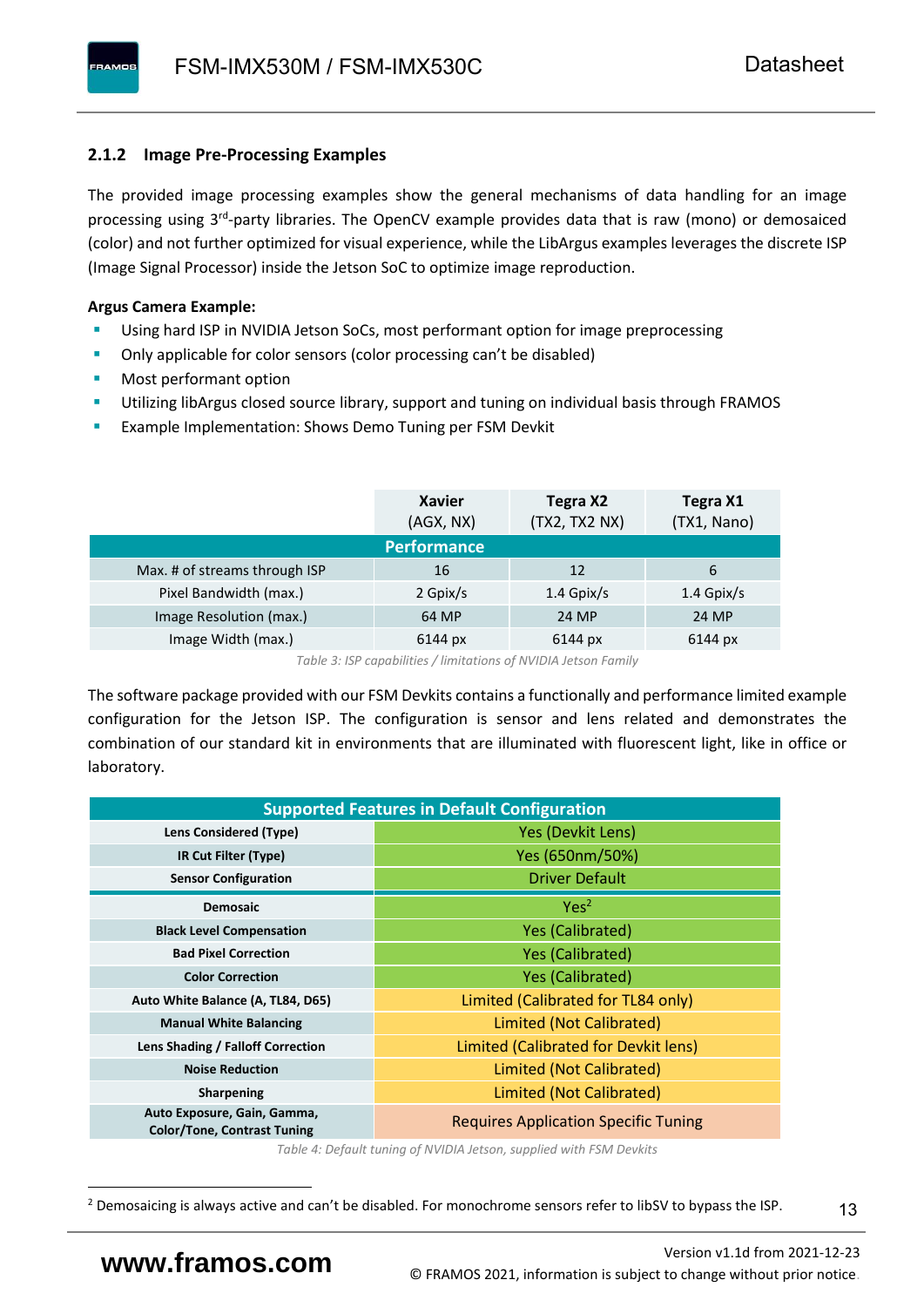### 2.1.2 Image Pre-Processing Examples

The provided image processing examples show the general mechanisms of data handling for an image processing using 3rd-party libraries. The OpenCV example provides data that is raw (mono) or demosaiced (color) and not further optimized for visual experience, while the LibArgus examples leverages the discrete ISP (Image Signal Processor) inside the Jetson SoC to optimize image reproduction.

**Argus Camera Example:**

- Using hard ISP in NVIDIA Jetson SoCs, most performant option for image preprocessing
- Only applicable for color sensors (color processing can't be disabled)
- Most performant option
- Utilizing libArgus closed source library, support and tuning on individual basis through FRAMOS
- Example Implementation: Shows Demo Tuning per FSM Devkit

| | Xavier (AGX, NX) | Tegra X2 (TX2, TX2 NX) | Tegra X1 (TX1, Nano) |
|---|---|---|---|
| **Performance** | | | |
| Max. # of streams through ISP | 16 | 12 | 6 |
| Pixel Bandwidth (max.) | 2 Gpix/s | 1.4 Gpix/s | 1.4 Gpix/s |
| Image Resolution (max.) | 64 MP | 24 MP | 24 MP |
| Image Width (max.) | 6144 px | 6144 px | 6144 px |

*Table 3: ISP capabilities / limitations of NVIDIA Jetson Family*

The software package provided with our FSM Devkits contains a functionally and performance limited example configuration for the Jetson ISP. The configuration is sensor and lens related and demonstrates the combination of our standard kit in environments that are illuminated with fluorescent light, like in office or laboratory.

| Supported Features in Default Configuration | |
|---|---|
| **Lens Considered (Type)** | Yes (Devkit Lens) |
| **IR Cut Filter (Type)** | Yes (650nm/50%) |
| **Sensor Configuration** | Driver Default |
| **Demosaic** | Yes[2] |
| **Black Level Compensation** | Yes (Calibrated) |
| **Bad Pixel Correction** | Yes (Calibrated) |
| **Color Correction** | Yes (Calibrated) |
| **Auto White Balance (A, TL84, D65)** | Limited (Calibrated for TL84 only) |
| **Manual White Balancing** | Limited (Not Calibrated) |
| **Lens Shading / Falloff Correction** | Limited (Calibrated for Devkit lens) |
| **Noise Reduction** | Limited (Not Calibrated) |
| **Sharpening** | Limited (Not Calibrated) |
| **Auto Exposure, Gain, Gamma, Color/Tone, Contrast Tuning** | Requires Application Specific Tuning |

*Table 4: Default tuning of NVIDIA Jetson, supplied with FSM Devkits*

[2] Demosaicing is always active and can't be disabled. For monochrome sensors refer to libSV to bypass the ISP.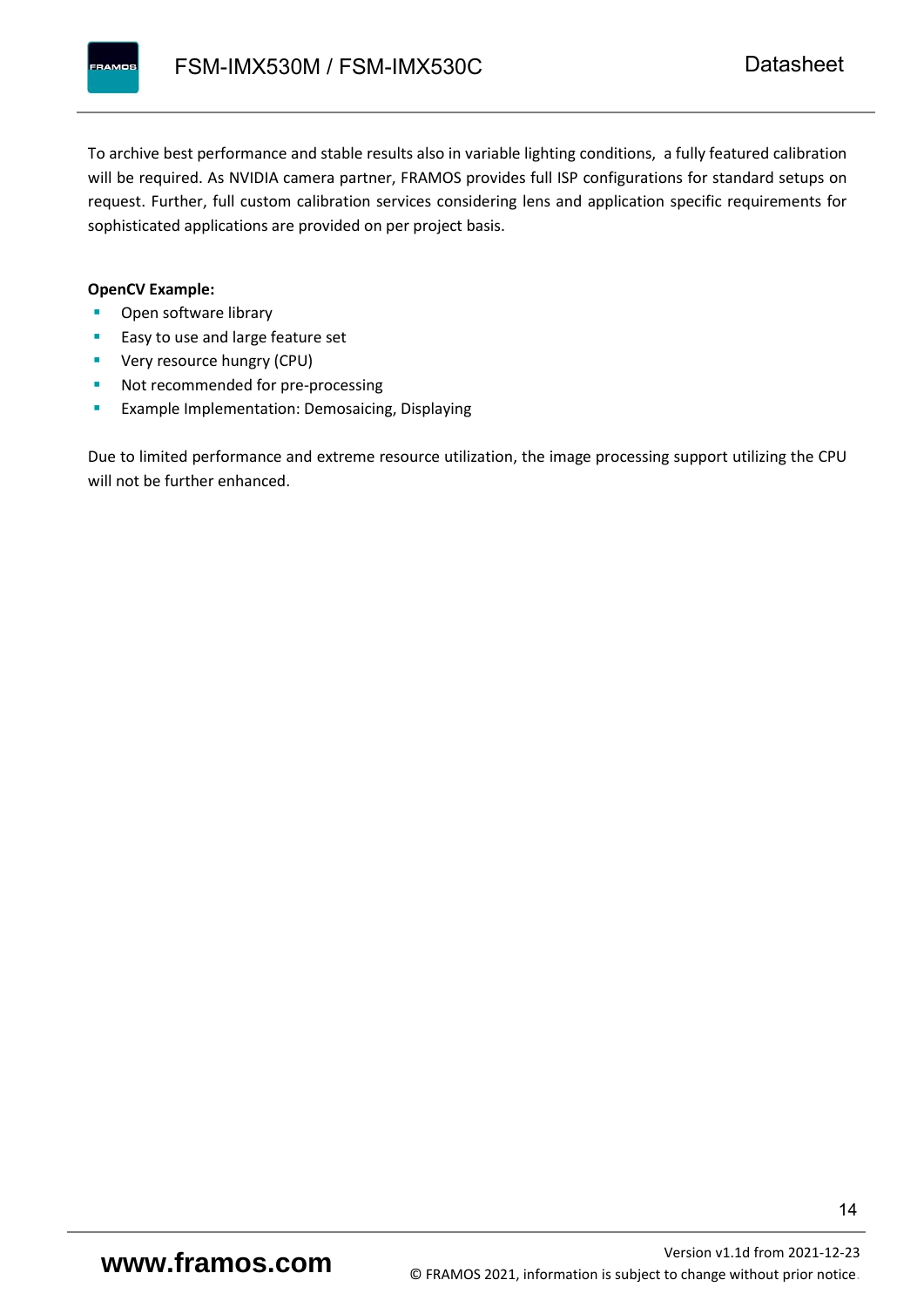To archive best performance and stable results also in variable lighting conditions,  a fully featured calibration will be required. As NVIDIA camera partner, FRAMOS provides full ISP configurations for standard setups on request. Further, full custom calibration services considering lens and application specific requirements for sophisticated applications are provided on per project basis.

**OpenCV Example:**

- Open software library
- Easy to use and large feature set
- Very resource hungry (CPU)
- Not recommended for pre-processing
- Example Implementation: Demosaicing, Displaying

Due to limited performance and extreme resource utilization, the image processing support utilizing the CPU will not be further enhanced.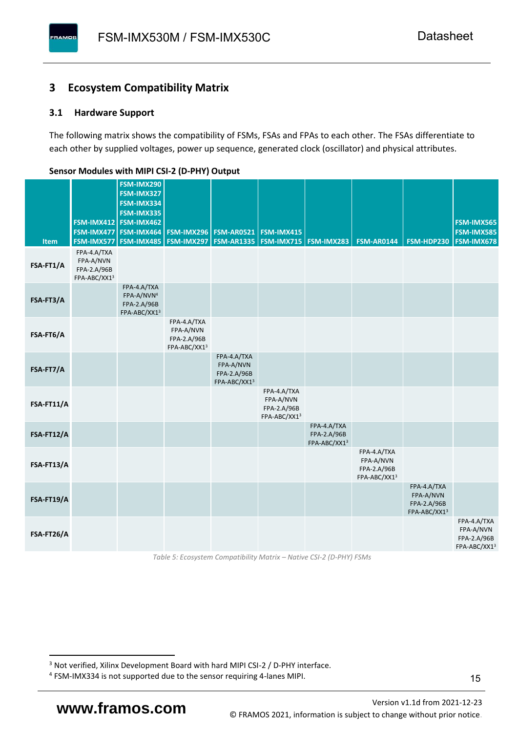## 3 Ecosystem Compatibility Matrix

### 3.1 Hardware Support

The following matrix shows the compatibility of FSMs, FSAs and FPAs to each other. The FSAs differentiate to each other by supplied voltages, power up sequence, generated clock (oscillator) and physical attributes.

**Sensor Modules with MIPI CSI-2 (D-PHY) Output**

| Item | FSM-IMX412 FSM-IMX477 FSM-IMX577 | FSM-IMX290 FSM-IMX327 FSM-IMX334 FSM-IMX335 FSM-IMX462 FSM-IMX464 FSM-IMX485 | FSM-IMX296 FSM-IMX297 | FSM-AR0521 FSM-AR1335 | FSM-IMX415 FSM-IMX715 | FSM-IMX283 | FSM-AR0144 | FSM-HDP230 | FSM-IMX565 FSM-IMX585 FSM-IMX678 |
|---|---|---|---|---|---|---|---|---|---|
| **FSA-FT1/A** | FPA-4.A/TXA FPA-A/NVN FPA-2.A/96B FPA-ABC/XX1[3] | | | | | | | | |
| **FSA-FT3/A** | | FPA-4.A/TXA FPA-A/NVN[4] FPA-2.A/96B FPA-ABC/XX1[3] | | | | | | | |
| **FSA-FT6/A** | | | FPA-4.A/TXA FPA-A/NVN FPA-2.A/96B FPA-ABC/XX1[3] | | | | | | |
| **FSA-FT7/A** | | | | FPA-4.A/TXA FPA-A/NVN FPA-2.A/96B FPA-ABC/XX1[3] | | | | | |
| **FSA-FT11/A** | | | | | FPA-4.A/TXA FPA-A/NVN FPA-2.A/96B FPA-ABC/XX1[3] | | | | |
| **FSA-FT12/A** | | | | | | FPA-4.A/TXA FPA-2.A/96B FPA-ABC/XX1[3] | | | |
| **FSA-FT13/A** | | | | | | | FPA-4.A/TXA FPA-A/NVN FPA-2.A/96B FPA-ABC/XX1[3] | | |
| **FSA-FT19/A** | | | | | | | | FPA-4.A/TXA FPA-A/NVN FPA-2.A/96B FPA-ABC/XX1[3] | |
| **FSA-FT26/A** | | | | | | | | | FPA-4.A/TXA FPA-A/NVN FPA-2.A/96B FPA-ABC/XX1[3] |

*Table 5: Ecosystem Compatibility Matrix – Native CSI-2 (D-PHY) FSMs*

[3] Not verified, Xilinx Development Board with hard MIPI CSI-2 / D-PHY interface.

[4] FSM-IMX334 is not supported due to the sensor requiring 4-lanes MIPI.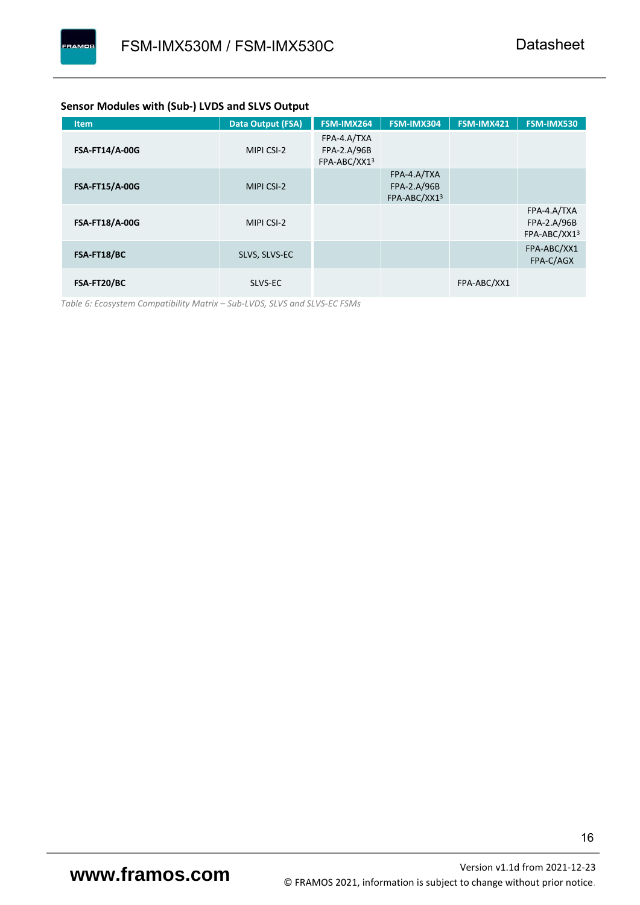### Sensor Modules with (Sub-) LVDS and SLVS Output

| Item | Data Output (FSA) | FSM-IMX264 | FSM-IMX304 | FSM-IMX421 | FSM-IMX530 |
|---|---|---|---|---|---|
| **FSA-FT14/A-00G** | MIPI CSI-2 | FPA-4.A/TXA FPA-2.A/96B FPA-ABC/XX1[3] | | | |
| **FSA-FT15/A-00G** | MIPI CSI-2 | | FPA-4.A/TXA FPA-2.A/96B FPA-ABC/XX1[3] | | |
| **FSA-FT18/A-00G** | MIPI CSI-2 | | | | FPA-4.A/TXA FPA-2.A/96B FPA-ABC/XX1[3] |
| **FSA-FT18/BC** | SLVS, SLVS-EC | | | | FPA-ABC/XX1 FPA-C/AGX |
| **FSA-FT20/BC** | SLVS-EC | | | FPA-ABC/XX1 | |

*Table 6: Ecosystem Compatibility Matrix – Sub-LVDS, SLVS and SLVS-EC FSMs*

**www.framos.com**

Version v1.1d from 2021-12-23

© FRAMOS 2021, information is subject to change without prior notice.